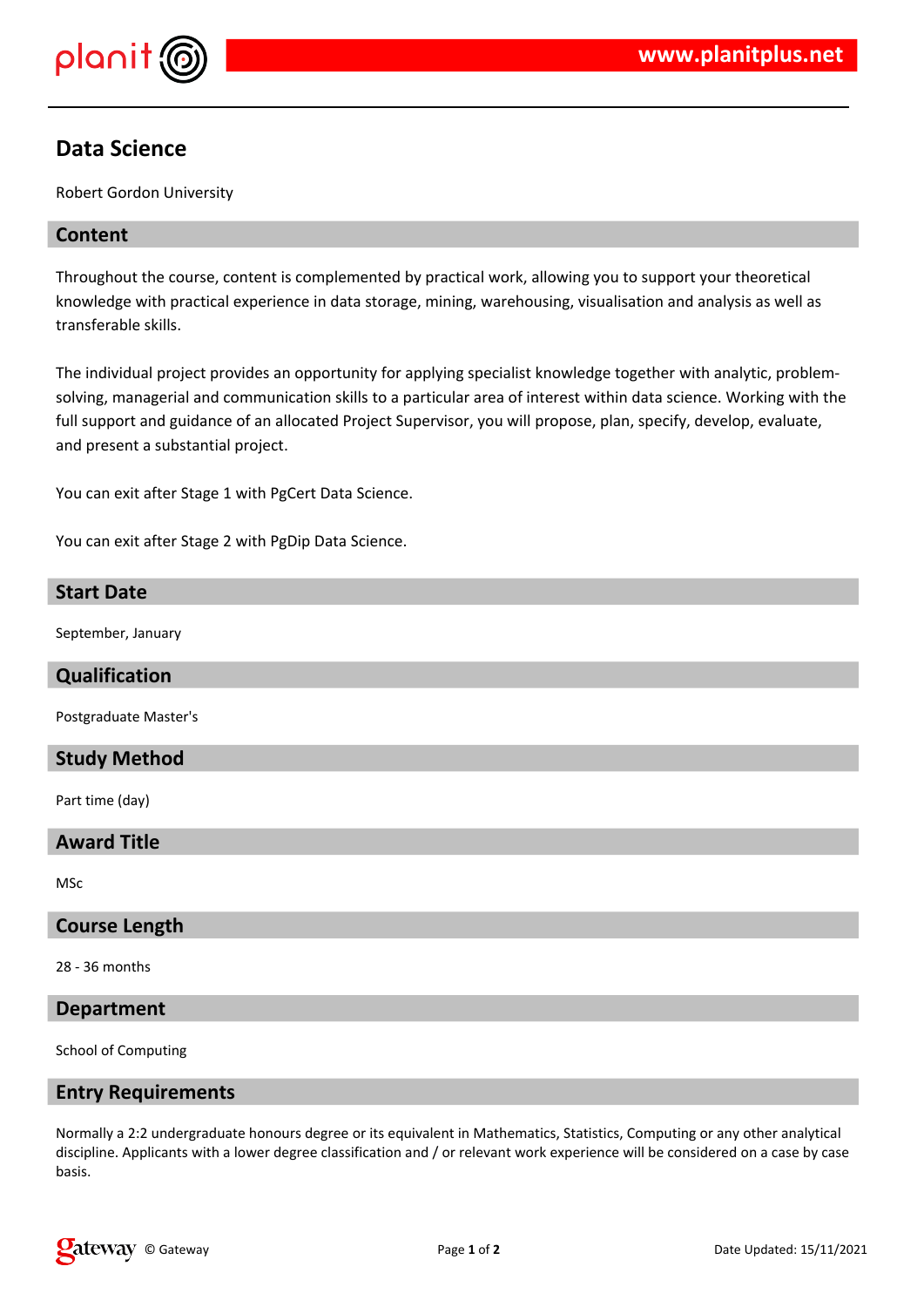# Data Science

Robert Gordon University

## Content

Throughout the course, content is complemented by practical work, allowing you to support your theoretical knowledge with practical experience in data storage, mining, warehousing, visualisation and analysis as well as transferable skills.

The individual project provides an opportunity for applying specialist knowledge together with analytic, problem-solving, managerial and communication skills to a particular area of interest within data science. Working with the full support and guidance of an allocated Project Supervisor, you will propose, plan, specify, develop, evaluate, and present a substantial project.

You can exit after Stage 1 with PgCert Data Science.

You can exit after Stage 2 with PgDip Data Science.

## Start Date

September, January

## Qualification

Postgraduate Master's

## Study Method

Part time (day)

## Award Title

MSc

## Course Length

28 - 36 months

## Department

School of Computing

## Entry Requirements

Normally a 2:2 undergraduate honours degree or its equivalent in Mathematics, Statistics, Computing or any other analytical discipline. Applicants with a lower degree classification and / or relevant work experience will be considered on a case by case basis.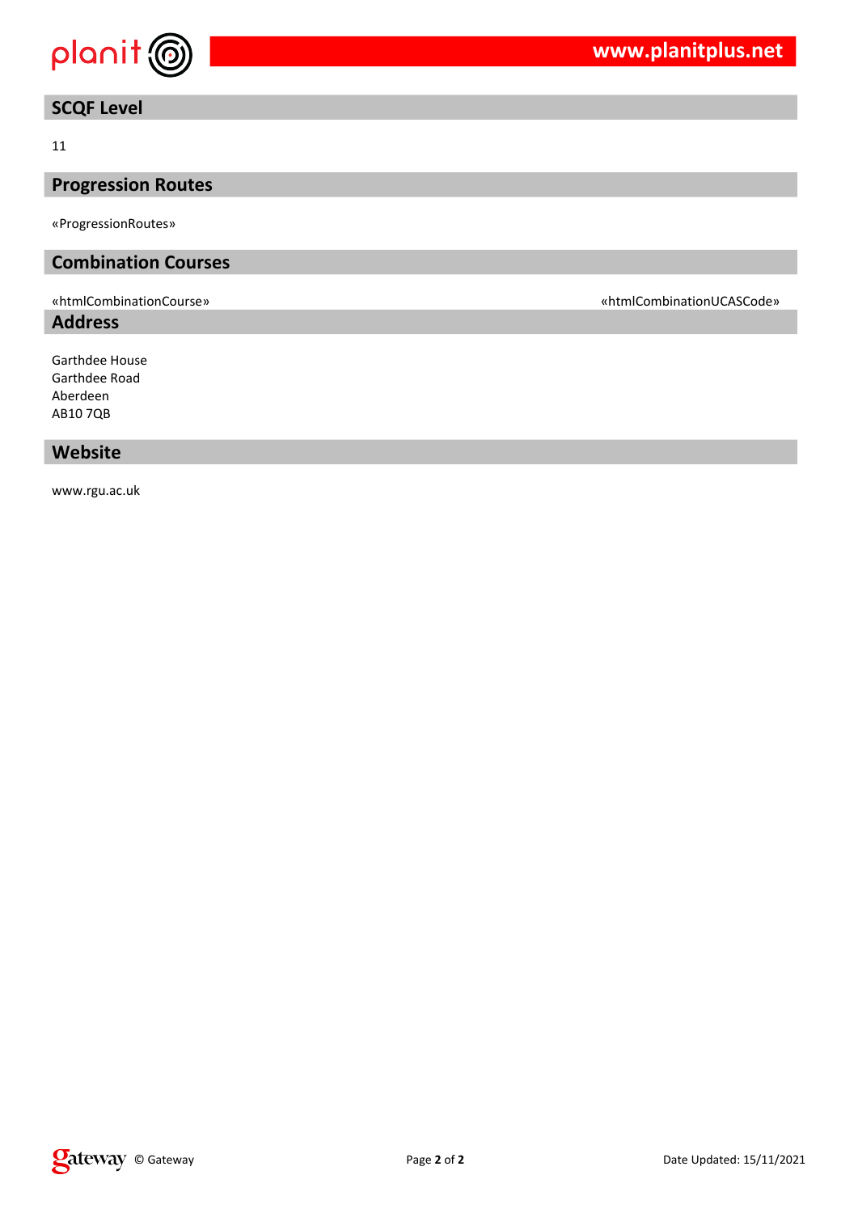## SCQF Level

11

## Progression Routes

«ProgressionRoutes»

## Combination Courses

«htmlCombinationCourse» «htmlCombinationUCASCode»

## Address

Garthdee House
Garthdee Road
Aberdeen
AB10 7QB

## Website

www.rgu.ac.uk